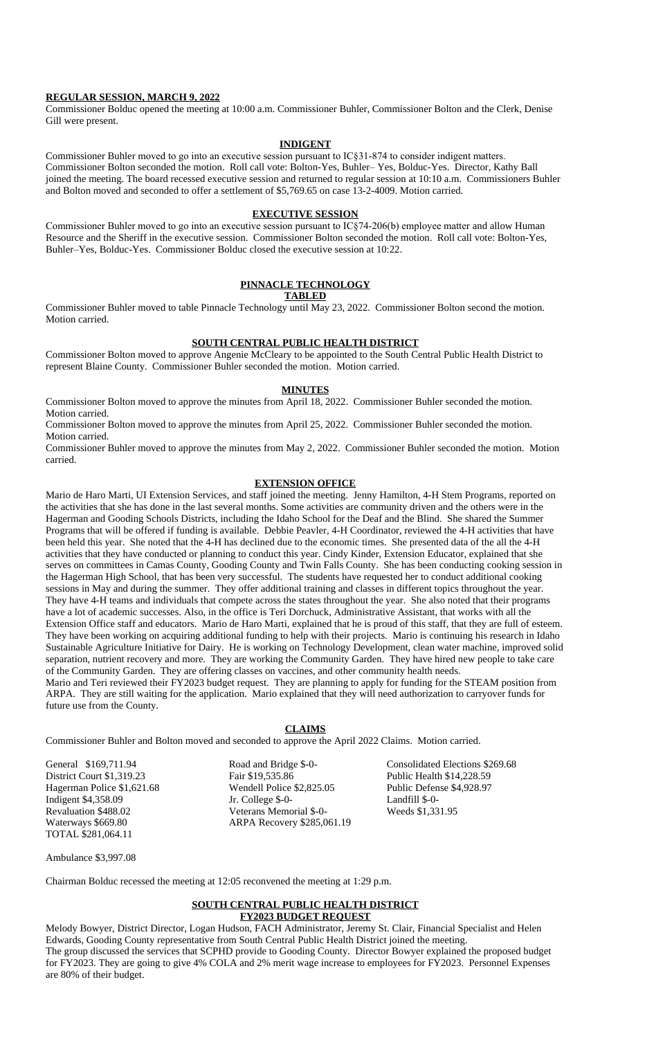**REGULAR SESSION, MARCH 9, 2022**

Commissioner Bolduc opened the meeting at 10:00 a.m. Commissioner Buhler, Commissioner Bolton and the Clerk, Denise Gill were present.

**INDIGENT**

Commissioner Buhler moved to go into an executive session pursuant to IC§31-874 to consider indigent matters. Commissioner Bolton seconded the motion. Roll call vote: Bolton-Yes, Buhler– Yes, Bolduc-Yes. Director, Kathy Ball joined the meeting. The board recessed executive session and returned to regular session at 10:10 a.m. Commissioners Buhler and Bolton moved and seconded to offer a settlement of $5,769.65 on case 13-2-4009. Motion carried.

**EXECUTIVE SESSION**

Commissioner Buhler moved to go into an executive session pursuant to IC§74-206(b) employee matter and allow Human Resource and the Sheriff in the executive session. Commissioner Bolton seconded the motion. Roll call vote: Bolton-Yes, Buhler–Yes, Bolduc-Yes. Commissioner Bolduc closed the executive session at 10:22.

**PINNACLE TECHNOLOGY**
**TABLED**

Commissioner Buhler moved to table Pinnacle Technology until May 23, 2022. Commissioner Bolton second the motion. Motion carried.

**SOUTH CENTRAL PUBLIC HEALTH DISTRICT**

Commissioner Bolton moved to approve Angenie McCleary to be appointed to the South Central Public Health District to represent Blaine County. Commissioner Buhler seconded the motion. Motion carried.

**MINUTES**

Commissioner Bolton moved to approve the minutes from April 18, 2022. Commissioner Buhler seconded the motion. Motion carried.

Commissioner Bolton moved to approve the minutes from April 25, 2022. Commissioner Buhler seconded the motion. Motion carried.

Commissioner Buhler moved to approve the minutes from May 2, 2022. Commissioner Buhler seconded the motion. Motion carried.

**EXTENSION OFFICE**

Mario de Haro Marti, UI Extension Services, and staff joined the meeting. Jenny Hamilton, 4-H Stem Programs, reported on the activities that she has done in the last several months. Some activities are community driven and the others were in the Hagerman and Gooding Schools Districts, including the Idaho School for the Deaf and the Blind. She shared the Summer Programs that will be offered if funding is available. Debbie Peavler, 4-H Coordinator, reviewed the 4-H activities that have been held this year. She noted that the 4-H has declined due to the economic times. She presented data of the all the 4-H activities that they have conducted or planning to conduct this year. Cindy Kinder, Extension Educator, explained that she serves on committees in Camas County, Gooding County and Twin Falls County. She has been conducting cooking session in the Hagerman High School, that has been very successful. The students have requested her to conduct additional cooking sessions in May and during the summer. They offer additional training and classes in different topics throughout the year. They have 4-H teams and individuals that compete across the states throughout the year. She also noted that their programs have a lot of academic successes. Also, in the office is Teri Dorchuck, Administrative Assistant, that works with all the Extension Office staff and educators. Mario de Haro Marti, explained that he is proud of this staff, that they are full of esteem. They have been working on acquiring additional funding to help with their projects. Mario is continuing his research in Idaho Sustainable Agriculture Initiative for Dairy. He is working on Technology Development, clean water machine, improved solid separation, nutrient recovery and more. They are working the Community Garden. They have hired new people to take care of the Community Garden. They are offering classes on vaccines, and other community health needs.

Mario and Teri reviewed their FY2023 budget request. They are planning to apply for funding for the STEAM position from ARPA. They are still waiting for the application. Mario explained that they will need authorization to carryover funds for future use from the County.

**CLAIMS**

Commissioner Buhler and Bolton moved and seconded to approve the April 2022 Claims. Motion carried.

| | | |
|---|---|---|
| General $169,711.94 | Road and Bridge $-0- | Consolidated Elections $269.68 |
| District Court $1,319.23 | Fair $19,535.86 | Public Health $14,228.59 |
| Hagerman Police $1,621.68 | Wendell Police $2,825.05 | Public Defense $4,928.97 |
| Indigent $4,358.09 | Jr. College $-0- | Landfill $-0- |
| Revaluation $488.02 | Veterans Memorial $-0- | Weeds $1,331.95 |
| Waterways $669.80 | ARPA Recovery $285,061.19 | |
| TOTAL $281,064.11 | | |

Ambulance $3,997.08

Chairman Bolduc recessed the meeting at 12:05 reconvened the meeting at 1:29 p.m.

**SOUTH CENTRAL PUBLIC HEALTH DISTRICT**
**FY2023 BUDGET REQUEST**

Melody Bowyer, District Director, Logan Hudson, FACH Administrator, Jeremy St. Clair, Financial Specialist and Helen Edwards, Gooding County representative from South Central Public Health District joined the meeting.

The group discussed the services that SCPHD provide to Gooding County. Director Bowyer explained the proposed budget for FY2023. They are going to give 4% COLA and 2% merit wage increase to employees for FY2023. Personnel Expenses are 80% of their budget.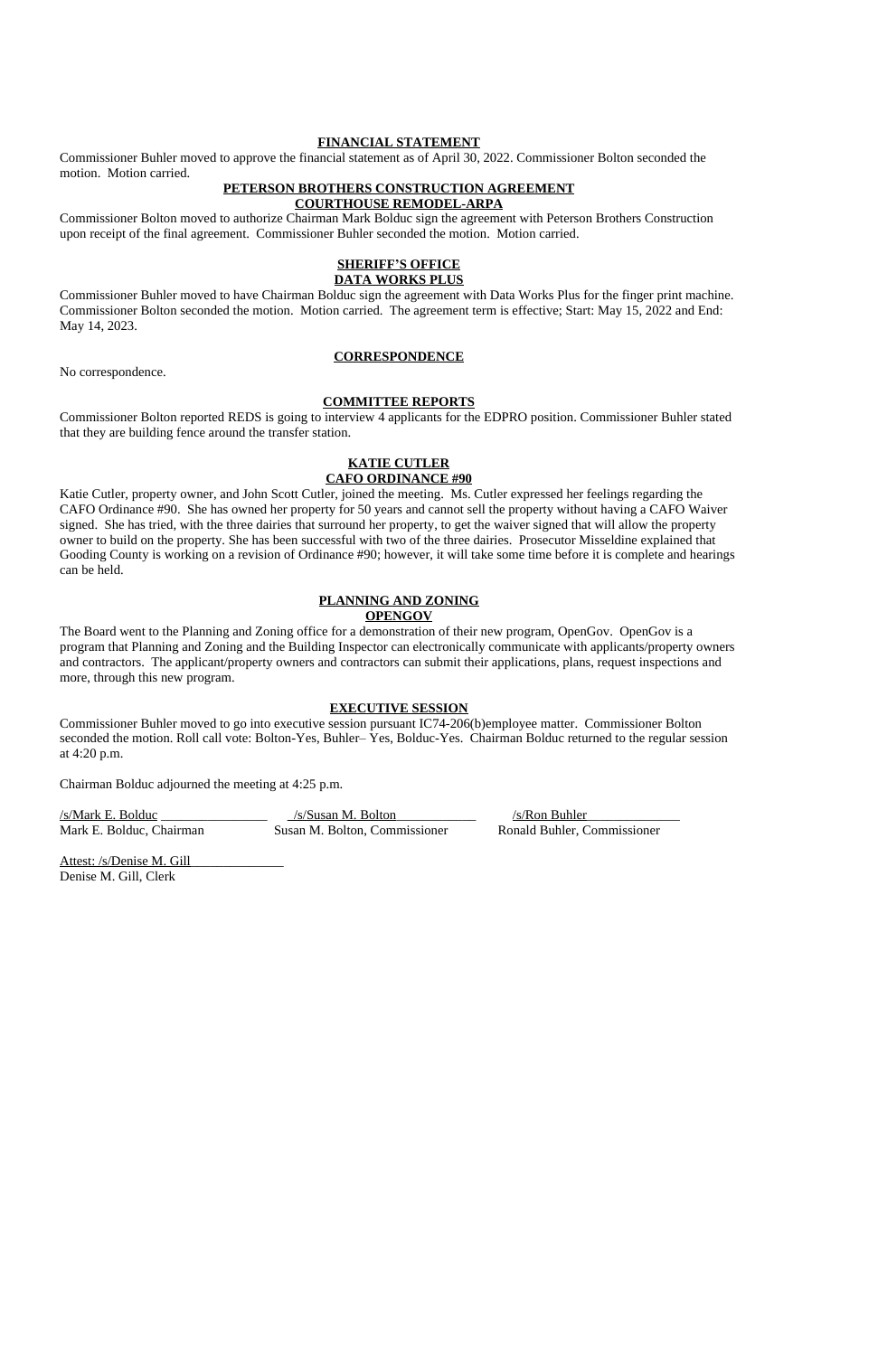**FINANCIAL STATEMENT**

Commissioner Buhler moved to approve the financial statement as of April 30, 2022. Commissioner Bolton seconded the motion. Motion carried.

**PETERSON BROTHERS CONSTRUCTION AGREEMENT**
**COURTHOUSE REMODEL-ARPA**

Commissioner Bolton moved to authorize Chairman Mark Bolduc sign the agreement with Peterson Brothers Construction upon receipt of the final agreement. Commissioner Buhler seconded the motion. Motion carried.

**SHERIFF'S OFFICE**
**DATA WORKS PLUS**

Commissioner Buhler moved to have Chairman Bolduc sign the agreement with Data Works Plus for the finger print machine. Commissioner Bolton seconded the motion. Motion carried. The agreement term is effective; Start: May 15, 2022 and End: May 14, 2023.

**CORRESPONDENCE**

No correspondence.

**COMMITTEE REPORTS**

Commissioner Bolton reported REDS is going to interview 4 applicants for the EDPRO position. Commissioner Buhler stated that they are building fence around the transfer station.

**KATIE CUTLER**
**CAFO ORDINANCE #90**

Katie Cutler, property owner, and John Scott Cutler, joined the meeting. Ms. Cutler expressed her feelings regarding the CAFO Ordinance #90. She has owned her property for 50 years and cannot sell the property without having a CAFO Waiver signed. She has tried, with the three dairies that surround her property, to get the waiver signed that will allow the property owner to build on the property. She has been successful with two of the three dairies. Prosecutor Misseldine explained that Gooding County is working on a revision of Ordinance #90; however, it will take some time before it is complete and hearings can be held.

**PLANNING AND ZONING**
**OPENGOV**

The Board went to the Planning and Zoning office for a demonstration of their new program, OpenGov. OpenGov is a program that Planning and Zoning and the Building Inspector can electronically communicate with applicants/property owners and contractors. The applicant/property owners and contractors can submit their applications, plans, request inspections and more, through this new program.

**EXECUTIVE SESSION**

Commissioner Buhler moved to go into executive session pursuant IC74-206(b)employee matter. Commissioner Bolton seconded the motion. Roll call vote: Bolton-Yes, Buhler– Yes, Bolduc-Yes. Chairman Bolduc returned to the regular session at 4:20 p.m.

Chairman Bolduc adjourned the meeting at 4:25 p.m.

| | | |
|---|---|---|
| /s/Mark E. Bolduc | /s/Susan M. Bolton | /s/Ron Buhler |
| Mark E. Bolduc, Chairman | Susan M. Bolton, Commissioner | Ronald Buhler, Commissioner |

Attest: /s/Denise M. Gill
Denise M. Gill, Clerk